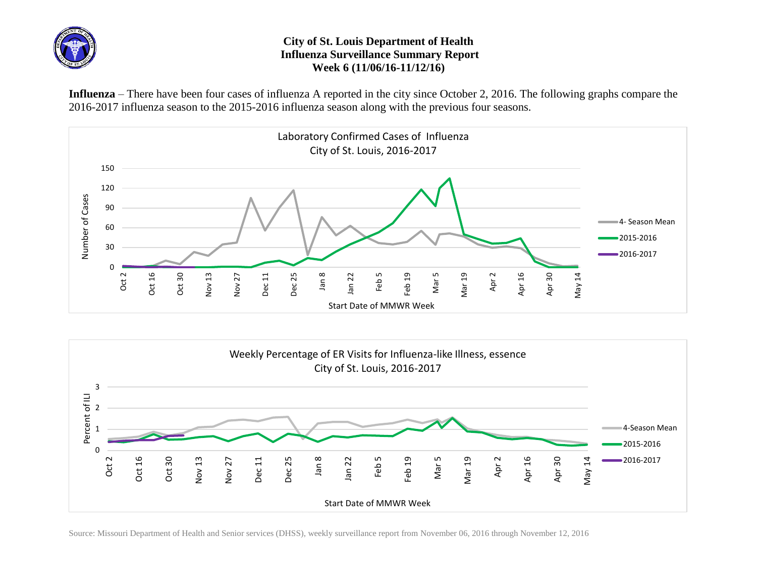# City of St. Louis Department of Health
## Influenza Surveillance Summary Report
### Week 6 (11/06/16-11/12/16)

**Influenza** – There have been four cases of influenza A reported in the city since October 2, 2016. The following graphs compare the 2016-2017 influenza season to the 2015-2016 influenza season along with the previous four seasons.

Laboratory Confirmed Cases of Influenza
City of St. Louis, 2016-2017

Weekly Percentage of ER Visits for Influenza-like Illness, essence
City of St. Louis, 2016-2017

Source: Missouri Department of Health and Senior services (DHSS), weekly surveillance report from November 06, 2016 through November 12, 2016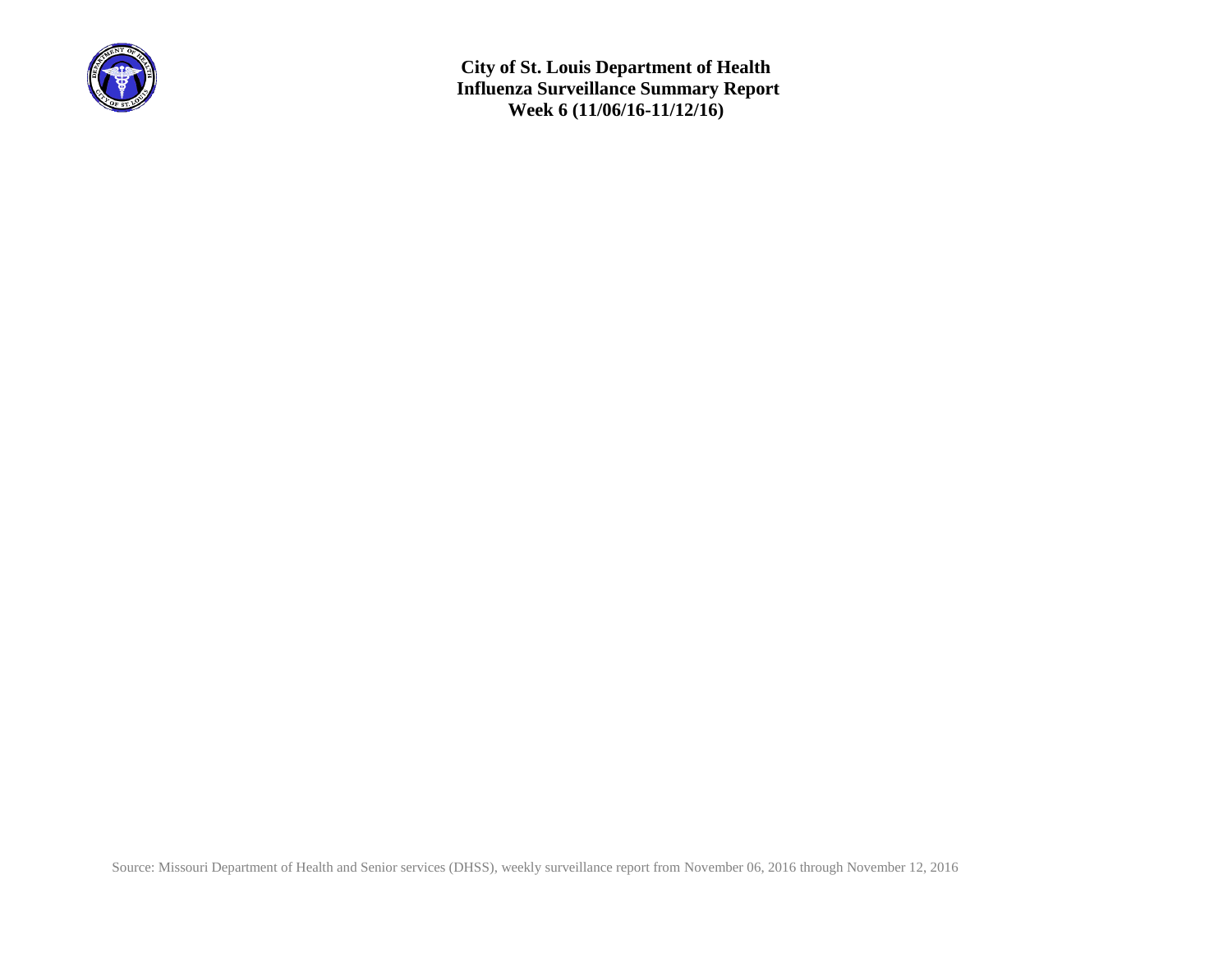**City of St. Louis Department of Health**
**Influenza Surveillance Summary Report**
**Week 6 (11/06/16-11/12/16)**

Source: Missouri Department of Health and Senior services (DHSS), weekly surveillance report from November 06, 2016 through November 12, 2016